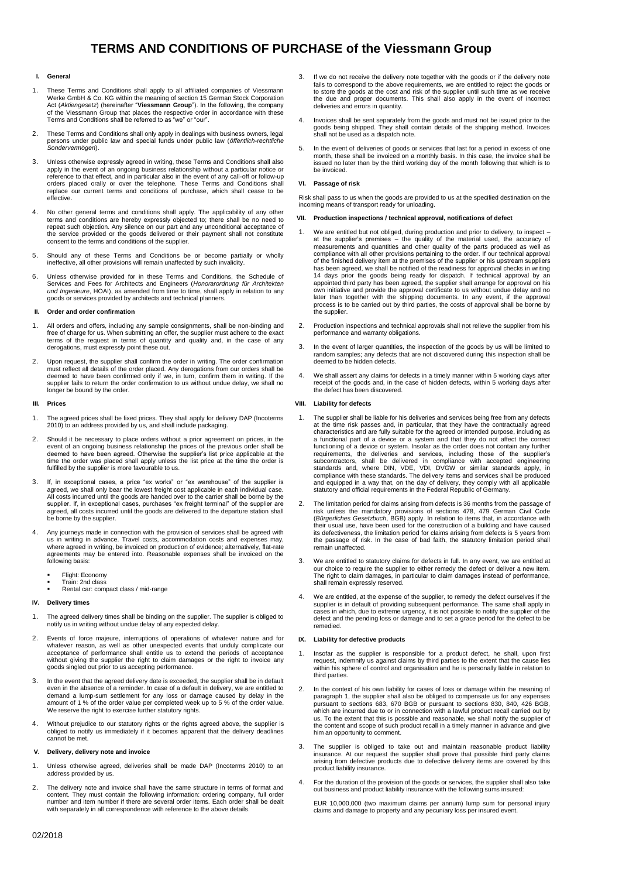# TERMS AND CONDITIONS OF PURCHASE of the Viessmann Group

## I. General

1. These Terms and Conditions shall apply to all affiliated companies of Viessmann Werke GmbH & Co. KG within the meaning of section 15 German Stock Corporation Act (*Aktiengesetz*) (hereinafter "**Viessmann Group**"). In the following, the company of the Viessmann Group that places the respective order in accordance with these Terms and Conditions shall be referred to as "we" or "our".

2. These Terms and Conditions shall only apply in dealings with business owners, legal persons under public law and special funds under public law (*öffentlich-rechtliche Sondervermögen*).

3. Unless otherwise expressly agreed in writing, these Terms and Conditions shall also apply in the event of an ongoing business relationship without a particular notice or reference to that effect, and in particular also in the event of any call-off or follow-up orders placed orally or over the telephone. These Terms and Conditions shall replace our current terms and conditions of purchase, which shall cease to be effective.

4. No other general terms and conditions shall apply. The applicability of any other terms and conditions are hereby expressly objected to; there shall be no need to repeat such objection. Any silence on our part and any unconditional acceptance of the service provided or the goods delivered or their payment shall not constitute consent to the terms and conditions of the supplier.

5. Should any of these Terms and Conditions be or become partially or wholly ineffective, all other provisions will remain unaffected by such invalidity.

6. Unless otherwise provided for in these Terms and Conditions, the Schedule of Services and Fees for Architects and Engineers (*Honorarordnung für Architekten und Ingenieure*, HOAI), as amended from time to time, shall apply in relation to any goods or services provided by architects and technical planners.

## II. Order and order confirmation

1. All orders and offers, including any sample consignments, shall be non-binding and free of charge for us. When submitting an offer, the supplier must adhere to the exact terms of the request in terms of quantity and quality and, in the case of any derogations, must expressly point these out.

2. Upon request, the supplier shall confirm the order in writing. The order confirmation must reflect all details of the order placed. Any derogations from our orders shall be deemed to have been confirmed only if we, in turn, confirm them in writing. If the supplier fails to return the order confirmation to us without undue delay, we shall no longer be bound by the order.

## III. Prices

1. The agreed prices shall be fixed prices. They shall apply for delivery DAP (Incoterms 2010) to an address provided by us, and shall include packaging.

2. Should it be necessary to place orders without a prior agreement on prices, in the event of an ongoing business relationship the prices of the previous order shall be deemed to have been agreed. Otherwise the supplier's list price applicable at the time the order was placed shall apply unless the list price at the time the order is fulfilled by the supplier is more favourable to us.

3. If, in exceptional cases, a price "ex works" or "ex warehouse" of the supplier is agreed, we shall only bear the lowest freight cost applicable in each individual case. All costs incurred until the goods are handed over to the carrier shall be borne by the supplier. If, in exceptional cases, purchases "ex freight terminal" of the supplier are agreed, all costs incurred until the goods are delivered to the departure station shall be borne by the supplier.

4. Any journeys made in connection with the provision of services shall be agreed with us in writing in advance. Travel costs, accommodation costs and expenses may, where agreed in writing, be invoiced on production of evidence; alternatively, flat-rate agreements may be entered into. Reasonable expenses shall be invoiced on the following basis:

   - Flight: Economy
   - Train: 2nd class
   - Rental car: compact class / mid-range

## IV. Delivery times

1. The agreed delivery times shall be binding on the supplier. The supplier is obliged to notify us in writing without undue delay of any expected delay.

2. Events of force majeure, interruptions of operations of whatever nature and for whatever reason, as well as other unexpected events that unduly complicate our acceptance of performance shall entitle us to extend the periods of acceptance without giving the supplier the right to claim damages or the right to invoice any goods singled out prior to us accepting performance.

3. In the event that the agreed delivery date is exceeded, the supplier shall be in default even in the absence of a reminder. In case of a default in delivery, we are entitled to demand a lump-sum settlement for any loss or damage caused by delay in the amount of 1 % of the order value per completed week up to 5 % of the order value. We reserve the right to exercise further statutory rights.

4. Without prejudice to our statutory rights or the rights agreed above, the supplier is obliged to notify us immediately if it becomes apparent that the delivery deadlines cannot be met.

## V. Delivery, delivery note and invoice

1. Unless otherwise agreed, deliveries shall be made DAP (Incoterms 2010) to an address provided by us.

2. The delivery note and invoice shall have the same structure in terms of format and content. They must contain the following information: ordering company, full order number and item number if there are several order items. Each order shall be dealt with separately in all correspondence with reference to the above details.

3. If we do not receive the delivery note together with the goods or if the delivery note fails to correspond to the above requirements, we are entitled to reject the goods or to store the goods at the cost and risk of the supplier until such time as we receive the due and proper documents. This shall also apply in the event of incorrect deliveries and errors in quantity.

4. Invoices shall be sent separately from the goods and must not be issued prior to the goods being shipped. They shall contain details of the shipping method. Invoices shall not be used as a dispatch note.

5. In the event of deliveries of goods or services that last for a period in excess of one month, these shall be invoiced on a monthly basis. In this case, the invoice shall be issued no later than by the third working day of the month following that which is to be invoiced.

## VI. Passage of risk

Risk shall pass to us when the goods are provided to us at the specified destination on the incoming means of transport ready for unloading.

## VII. Production inspections / technical approval, notifications of defect

1. We are entitled but not obliged, during production and prior to delivery, to inspect – at the supplier's premises – the quality of the material used, the accuracy of measurements and quantities and other quality of the parts produced as well as compliance with all other provisions pertaining to the order. If our technical approval of the finished delivery item at the premises of the supplier or his upstream suppliers has been agreed, we shall be notified of the readiness for approval checks in writing 14 days prior the goods being ready for dispatch. If technical approval by an appointed third party has been agreed, the supplier shall arrange for approval on his own initiative and provide the approval certificate to us without undue delay and no later than together with the shipping documents. In any event, if the approval process is to be carried out by third parties, the costs of approval shall be borne by the supplier.

2. Production inspections and technical approvals shall not relieve the supplier from his performance and warranty obligations.

3. In the event of larger quantities, the inspection of the goods by us will be limited to random samples; any defects that are not discovered during this inspection shall be deemed to be hidden defects.

4. We shall assert any claims for defects in a timely manner within 5 working days after receipt of the goods and, in the case of hidden defects, within 5 working days after the defect has been discovered.

## VIII. Liability for defects

1. The supplier shall be liable for his deliveries and services being free from any defects at the time risk passes and, in particular, that they have the contractually agreed characteristics and are fully suitable for the agreed or intended purpose, including as a functional part of a device or a system and that they do not affect the correct functioning of a device or system. Insofar as the order does not contain any further requirements, the deliveries and services, including those of the supplier's subcontractors, shall be delivered in compliance with accepted engineering standards and, where DIN, VDE, VDI, DVGW or similar standards apply, in compliance with these standards. The delivery items and services shall be produced and equipped in a way that, on the day of delivery, they comply with all applicable statutory and official requirements in the Federal Republic of Germany.

2. The limitation period for claims arising from defects is 36 months from the passage of risk unless the mandatory provisions of sections 478, 479 German Civil Code (*Bürgerliches Gesetzbuch*, BGB) apply. In relation to items that, in accordance with their usual use, have been used for the construction of a building and have caused its defectiveness, the limitation period for claims arising from defects is 5 years from the passage of risk. In the case of bad faith, the statutory limitation period shall remain unaffected.

3. We are entitled to statutory claims for defects in full. In any event, we are entitled at our choice to require the supplier to either remedy the defect or deliver a new item. The right to claim damages, in particular to claim damages instead of performance, shall remain expressly reserved.

4. We are entitled, at the expense of the supplier, to remedy the defect ourselves if the supplier is in default of providing subsequent performance. The same shall apply in cases in which, due to extreme urgency, it is not possible to notify the supplier of the defect and the pending loss or damage and to set a grace period for the defect to be remedied.

## IX. Liability for defective products

1. Insofar as the supplier is responsible for a product defect, he shall, upon first request, indemnify us against claims by third parties to the extent that the cause lies within his sphere of control and organisation and he is personally liable in relation to third parties.

2. In the context of his own liability for cases of loss or damage within the meaning of paragraph 1, the supplier shall also be obliged to compensate us for any expenses pursuant to sections 683, 670 BGB or pursuant to sections 830, 840, 426 BGB, which are incurred due to or in connection with a lawful product recall carried out by us. To the extent that this is possible and reasonable, we shall notify the supplier of the content and scope of such product recall in a timely manner in advance and give him an opportunity to comment.

3. The supplier is obliged to take out and maintain reasonable product liability insurance. At our request the supplier shall prove that possible third party claims arising from defective products due to defective delivery items are covered by this product liability insurance.

4. For the duration of the provision of the goods or services, the supplier shall also take out business and product liability insurance with the following sums insured:

   EUR 10,000,000 (two maximum claims per annum) lump sum for personal injury claims and damage to property and any pecuniary loss per insured event.

02/2018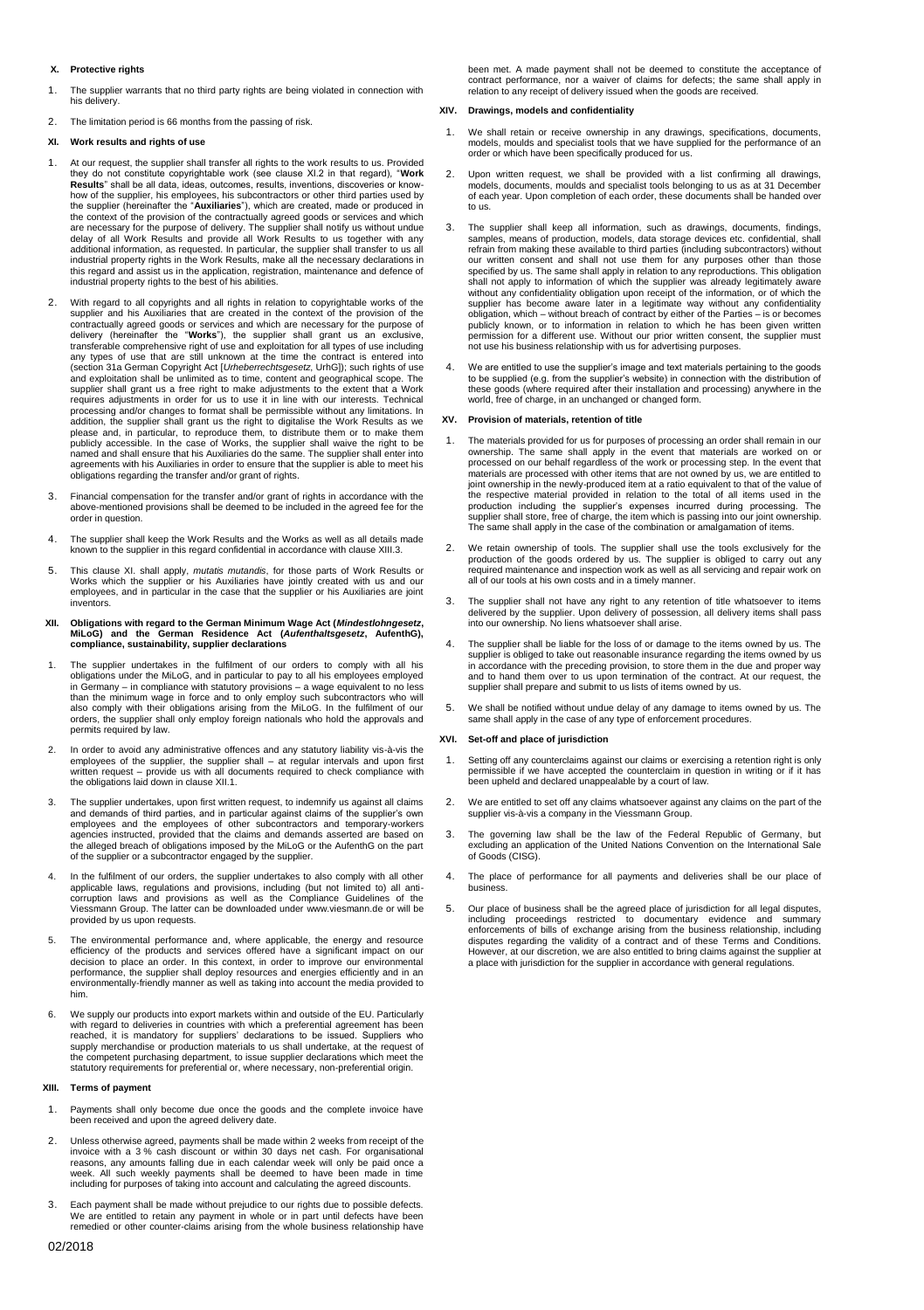## X. Protective rights

1. The supplier warrants that no third party rights are being violated in connection with his delivery.
2. The limitation period is 66 months from the passing of risk.

## XI. Work results and rights of use

1. At our request, the supplier shall transfer all rights to the work results to us. Provided they do not constitute copyrightable work (see clause XI.2 in that regard), "**Work Results**" shall be all data, ideas, outcomes, results, inventions, discoveries or know-how of the supplier, his employees, his subcontractors or other third parties used by the supplier (hereinafter the "**Auxiliaries**"), which are created, made or produced in the context of the provision of the contractually agreed goods or services and which are necessary for the purpose of delivery. The supplier shall notify us without undue delay of all Work Results and provide all Work Results to us together with any additional information, as requested. In particular, the supplier shall transfer to us all industrial property rights in the Work Results, make all the necessary declarations in this regard and assist us in the application, registration, maintenance and defence of industrial property rights to the best of his abilities.
2. With regard to all copyrights and all rights in relation to copyrightable works of the supplier and his Auxiliaries that are created in the context of the provision of the contractually agreed goods or services and which are necessary for the purpose of delivery (hereinafter the "**Works**"), the supplier shall grant us an exclusive, transferable comprehensive right of use and exploitation for all types of use including any types of use that are still unknown at the time the contract is entered into (section 31a German Copyright Act [*Urheberrechtsgesetz*, UrhG]); such rights of use and exploitation shall be unlimited as to time, content and geographical scope. The supplier shall grant us a free right to make adjustments to the extent that a Work requires adjustments in order for us to use it in line with our interests. Technical processing and/or changes to format shall be permissible without any limitations. In addition, the supplier shall grant us the right to digitalise the Work Results as we please and, in particular, to reproduce them, to distribute them or to make them publicly accessible. In the case of Works, the supplier shall waive the right to be named and shall ensure that his Auxiliaries do the same. The supplier shall enter into agreements with his Auxiliaries in order to ensure that the supplier is able to meet his obligations regarding the transfer and/or grant of rights.
3. Financial compensation for the transfer and/or grant of rights in accordance with the above-mentioned provisions shall be deemed to be included in the agreed fee for the order in question.
4. The supplier shall keep the Work Results and the Works as well as all details made known to the supplier in this regard confidential in accordance with clause XIII.3.
5. This clause XI. shall apply, *mutatis mutandis*, for those parts of Work Results or Works which the supplier or his Auxiliaries have jointly created with us and our employees, and in particular in the case that the supplier or his Auxiliaries are joint inventors.

## XII. Obligations with regard to the German Minimum Wage Act (*Mindestlohngesetz*, MiLoG) and the German Residence Act (*Aufenthaltsgesetz*, AufenthG), compliance, sustainability, supplier declarations

1. The supplier undertakes in the fulfilment of our orders to comply with all his obligations under the MiLoG, and in particular to pay to all his employees employed in Germany – in compliance with statutory provisions – a wage equivalent to no less than the minimum wage in force and to only employ such subcontractors who will also comply with their obligations arising from the MiLoG. In the fulfilment of our orders, the supplier shall only employ foreign nationals who hold the approvals and permits required by law.
2. In order to avoid any administrative offences and any statutory liability vis-à-vis the employees of the supplier, the supplier shall – at regular intervals and upon first written request – provide us with all documents required to check compliance with the obligations laid down in clause XII.1.
3. The supplier undertakes, upon first written request, to indemnify us against all claims and demands of third parties, and in particular against claims of the supplier's own employees and the employees of other subcontractors and temporary-workers agencies instructed, provided that the claims and demands asserted are based on the alleged breach of obligations imposed by the MiLoG or the AufenthG on the part of the supplier or a subcontractor engaged by the supplier.
4. In the fulfilment of our orders, the supplier undertakes to also comply with all other applicable laws, regulations and provisions, including (but not limited to) all anti-corruption laws and provisions as well as the Compliance Guidelines of the Viessmann Group. The latter can be downloaded under www.viessmann.de or will be provided by us upon requests.
5. The environmental performance and, where applicable, the energy and resource efficiency of the products and services offered have a significant impact on our decision to place an order. In this context, in order to improve our environmental performance, the supplier shall deploy resources and energies efficiently and in an environmentally-friendly manner as well as taking into account the media provided to him.
6. We supply our products into export markets within and outside of the EU. Particularly with regard to deliveries in countries with which a preferential agreement has been reached, it is mandatory for suppliers' declarations to be issued. Suppliers who supply merchandise or production materials to us shall undertake, at the request of the competent purchasing department, to issue supplier declarations which meet the statutory requirements for preferential or, where necessary, non-preferential origin.

## XIII. Terms of payment

1. Payments shall only become due once the goods and the complete invoice have been received and upon the agreed delivery date.
2. Unless otherwise agreed, payments shall be made within 2 weeks from receipt of the invoice with a 3 % cash discount or within 30 days net cash. For organisational reasons, any amounts falling due in each calendar week will only be paid once a week. All such weekly payments shall be deemed to have been made in time including for purposes of taking into account and calculating the agreed discounts.
3. Each payment shall be made without prejudice to our rights due to possible defects. We are entitled to retain any payment in whole or in part until defects have been remedied or other counter-claims arising from the whole business relationship have been met. A made payment shall not be deemed to constitute the acceptance of contract performance, nor a waiver of claims for defects; the same shall apply in relation to any receipt of delivery issued when the goods are received.

## XIV. Drawings, models and confidentiality

1. We shall retain or receive ownership in any drawings, specifications, documents, models, moulds and specialist tools that we have supplied for the performance of an order or which have been specifically produced for us.
2. Upon written request, we shall be provided with a list confirming all drawings, models, documents, moulds and specialist tools belonging to us as at 31 December of each year. Upon completion of each order, these documents shall be handed over to us.
3. The supplier shall keep all information, such as drawings, documents, findings, samples, means of production, models, data storage devices etc. confidential, shall refrain from making these available to third parties (including subcontractors) without our written consent and shall not use them for any purposes other than those specified by us. The same shall apply in relation to any reproductions. This obligation shall not apply to information of which the supplier was already legitimately aware without any confidentiality obligation upon receipt of the information, or of which the supplier has become aware later in a legitimate way without any confidentiality obligation, which – without breach of contract by either of the Parties – is or becomes publicly known, or to information in relation to which he has been given written permission for a different use. Without our prior written consent, the supplier must not use his business relationship with us for advertising purposes.
4. We are entitled to use the supplier's image and text materials pertaining to the goods to be supplied (e.g. from the supplier's website) in connection with the distribution of these goods (where required after their installation and processing) anywhere in the world, free of charge, in an unchanged or changed form.

## XV. Provision of materials, retention of title

1. The materials provided for us for purposes of processing an order shall remain in our ownership. The same shall apply in the event that materials are worked on or processed on our behalf regardless of the work or processing step. In the event that materials are processed with other items that are not owned by us, we are entitled to joint ownership in the newly-produced item at a ratio equivalent to that of the value of the respective material provided in relation to the total of all items used in the production including the supplier's expenses incurred during processing. The supplier shall store, free of charge, the item which is passing into our joint ownership. The same shall apply in the case of the combination or amalgamation of items.
2. We retain ownership of tools. The supplier shall use the tools exclusively for the production of the goods ordered by us. The supplier is obliged to carry out any required maintenance and inspection work as well as all servicing and repair work on all of our tools at his own costs and in a timely manner.
3. The supplier shall not have any right to any retention of title whatsoever to items delivered by the supplier. Upon delivery of possession, all delivery items shall pass into our ownership. No liens whatsoever shall arise.
4. The supplier shall be liable for the loss of or damage to the items owned by us. The supplier is obliged to take out reasonable insurance regarding the items owned by us in accordance with the preceding provision, to store them in the due and proper way and to hand them over to us upon termination of the contract. At our request, the supplier shall prepare and submit to us lists of items owned by us.
5. We shall be notified without undue delay of any damage to items owned by us. The same shall apply in the case of any type of enforcement procedures.

## XVI. Set-off and place of jurisdiction

1. Setting off any counterclaims against our claims or exercising a retention right is only permissible if we have accepted the counterclaim in question in writing or if it has been upheld and declared unappealable by a court of law.
2. We are entitled to set off any claims whatsoever against any claims on the part of the supplier vis-à-vis a company in the Viessmann Group.
3. The governing law shall be the law of the Federal Republic of Germany, but excluding an application of the United Nations Convention on the International Sale of Goods (CISG).
4. The place of performance for all payments and deliveries shall be our place of business.
5. Our place of business shall be the agreed place of jurisdiction for all legal disputes, including proceedings restricted to documentary evidence and summary enforcements of bills of exchange arising from the business relationship, including disputes regarding the validity of a contract and of these Terms and Conditions. However, at our discretion, we are also entitled to bring claims against the supplier at a place with jurisdiction for the supplier in accordance with general regulations.

02/2018